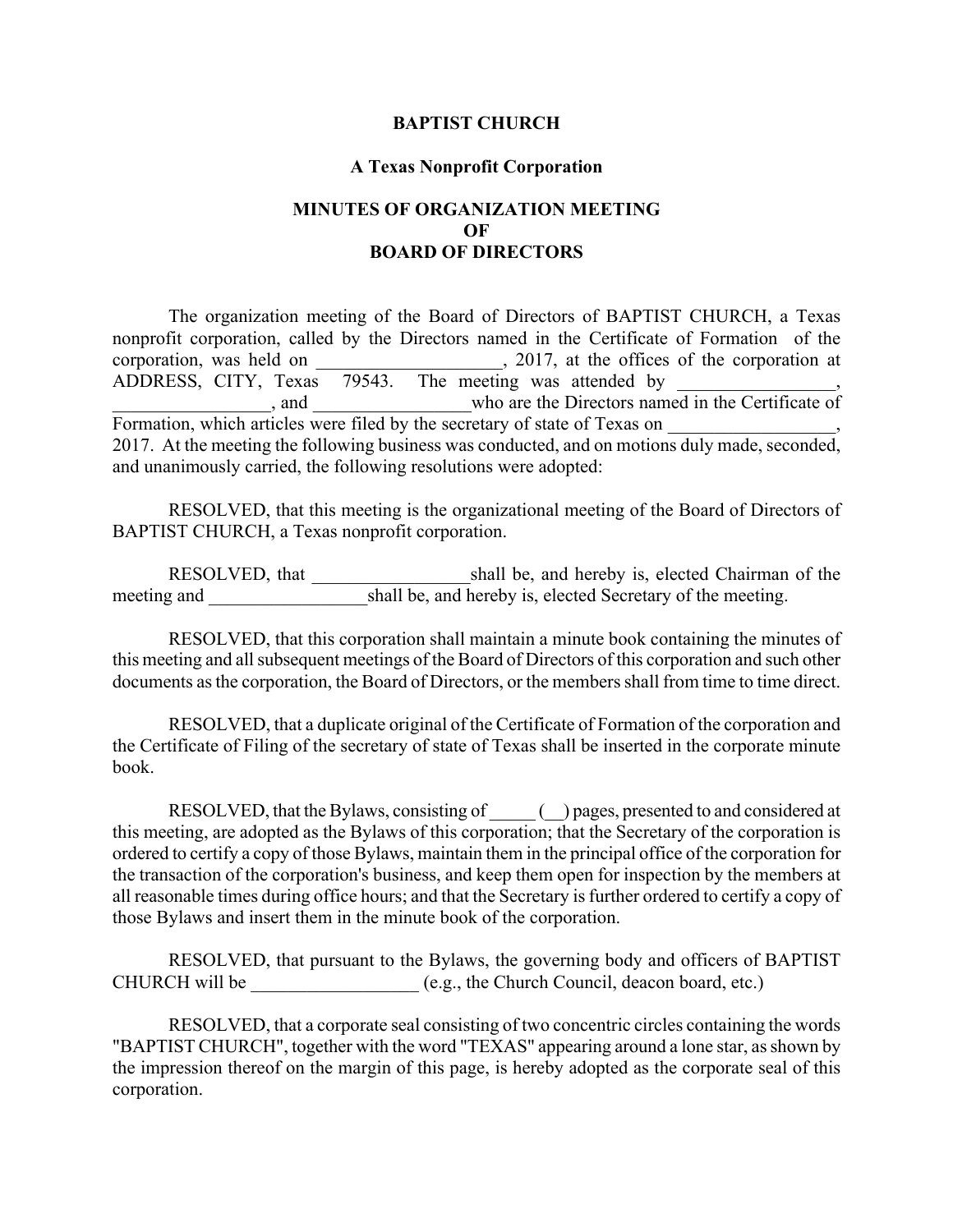**BAPTIST CHURCH**

**A Texas Nonprofit Corporation**

**MINUTES OF ORGANIZATION MEETING OF BOARD OF DIRECTORS**

The organization meeting of the Board of Directors of BAPTIST CHURCH, a Texas nonprofit corporation, called by the Directors named in the Certificate of Formation of the corporation, was held on ____________________, 2017, at the offices of the corporation at ADDRESS, CITY, Texas 79543. The meeting was attended by _________________, _________________, and _________________who are the Directors named in the Certificate of Formation, which articles were filed by the secretary of state of Texas on __________________, 2017. At the meeting the following business was conducted, and on motions duly made, seconded, and unanimously carried, the following resolutions were adopted:

RESOLVED, that this meeting is the organizational meeting of the Board of Directors of BAPTIST CHURCH, a Texas nonprofit corporation.

RESOLVED, that _________________shall be, and hereby is, elected Chairman of the meeting and _________________shall be, and hereby is, elected Secretary of the meeting.

RESOLVED, that this corporation shall maintain a minute book containing the minutes of this meeting and all subsequent meetings of the Board of Directors of this corporation and such other documents as the corporation, the Board of Directors, or the members shall from time to time direct.

RESOLVED, that a duplicate original of the Certificate of Formation of the corporation and the Certificate of Filing of the secretary of state of Texas shall be inserted in the corporate minute book.

RESOLVED, that the Bylaws, consisting of _____ (__) pages, presented to and considered at this meeting, are adopted as the Bylaws of this corporation; that the Secretary of the corporation is ordered to certify a copy of those Bylaws, maintain them in the principal office of the corporation for the transaction of the corporation's business, and keep them open for inspection by the members at all reasonable times during office hours; and that the Secretary is further ordered to certify a copy of those Bylaws and insert them in the minute book of the corporation.

RESOLVED, that pursuant to the Bylaws, the governing body and officers of BAPTIST CHURCH will be __________________ (e.g., the Church Council, deacon board, etc.)

RESOLVED, that a corporate seal consisting of two concentric circles containing the words "BAPTIST CHURCH", together with the word "TEXAS" appearing around a lone star, as shown by the impression thereof on the margin of this page, is hereby adopted as the corporate seal of this corporation.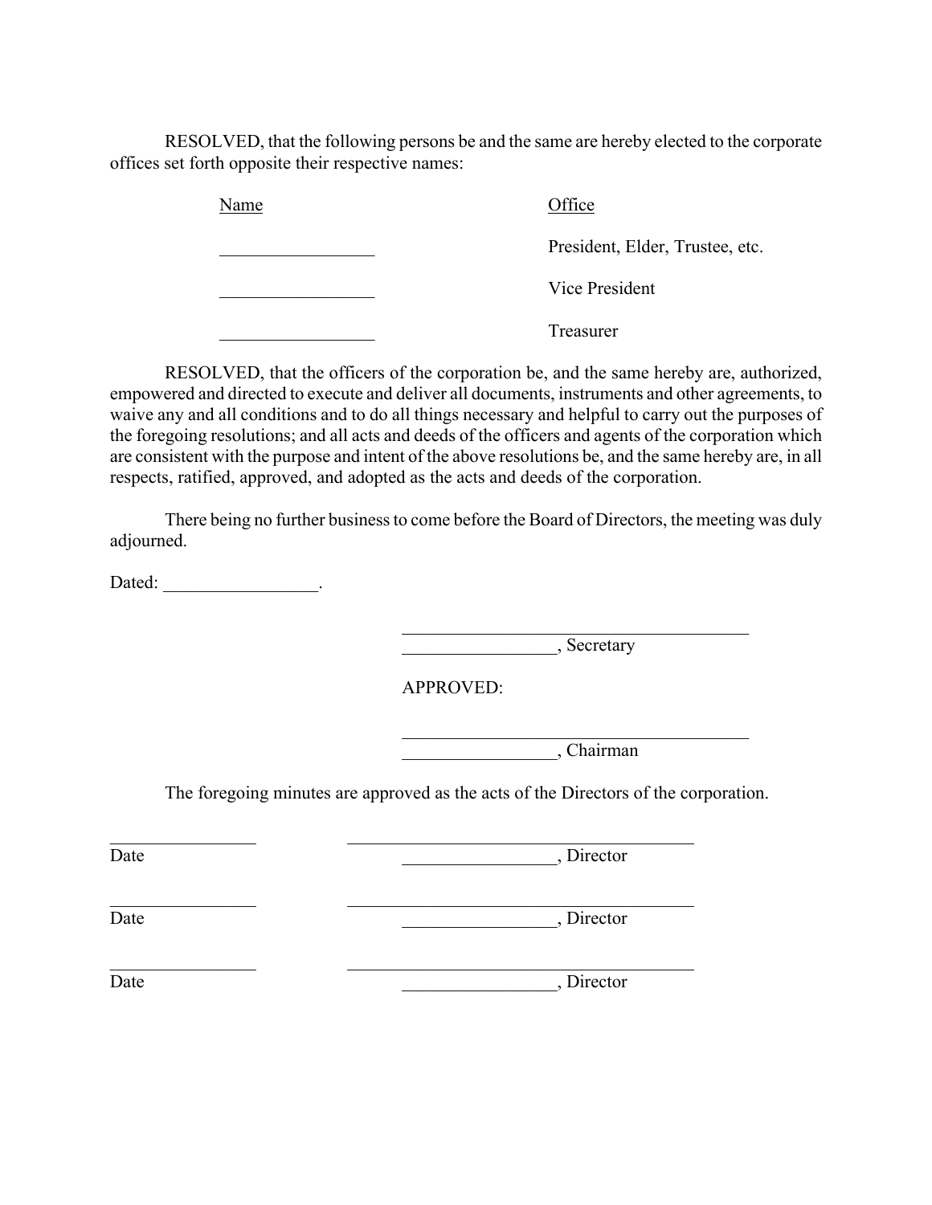RESOLVED, that the following persons be and the same are hereby elected to the corporate offices set forth opposite their respective names:

| Name | Office |
|---|---|
| _________________ | President, Elder, Trustee, etc. |
| _________________ | Vice President |
| _________________ | Treasurer |

RESOLVED, that the officers of the corporation be, and the same hereby are, authorized, empowered and directed to execute and deliver all documents, instruments and other agreements, to waive any and all conditions and to do all things necessary and helpful to carry out the purposes of the foregoing resolutions; and all acts and deeds of the officers and agents of the corporation which are consistent with the purpose and intent of the above resolutions be, and the same hereby are, in all respects, ratified, approved, and adopted as the acts and deeds of the corporation.

There being no further business to come before the Board of Directors, the meeting was duly adjourned.

Dated: _________________.

_______________________________________
_________________, Secretary

APPROVED:

_______________________________________
_________________, Chairman

The foregoing minutes are approved as the acts of the Directors of the corporation.

_________________ _______________________________________
Date _________________, Director

_________________ _______________________________________
Date _________________, Director

_________________ _______________________________________
Date _________________, Director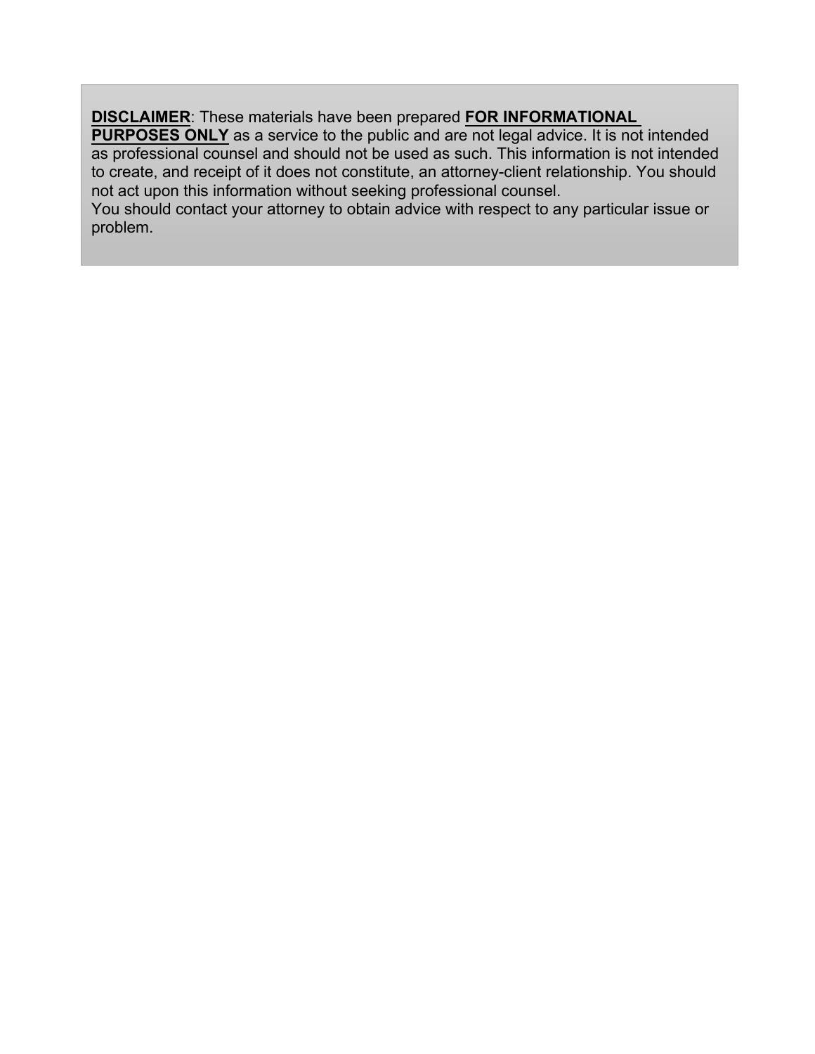**DISCLAIMER**: These materials have been prepared **FOR INFORMATIONAL PURPOSES ONLY** as a service to the public and are not legal advice. It is not intended as professional counsel and should not be used as such. This information is not intended to create, and receipt of it does not constitute, an attorney-client relationship. You should not act upon this information without seeking professional counsel.
You should contact your attorney to obtain advice with respect to any particular issue or problem.